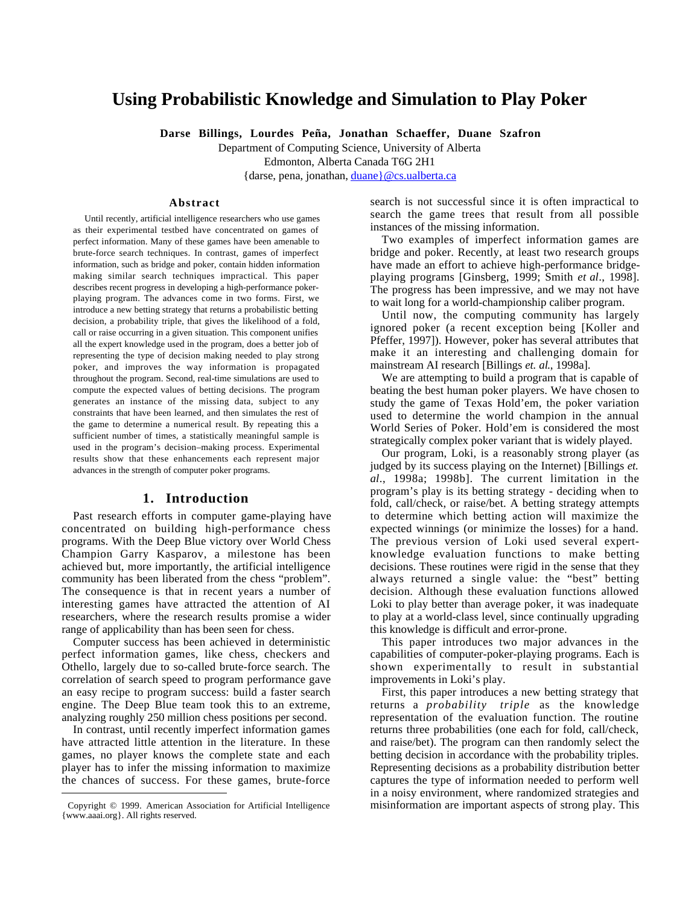# Using Probabilistic Knowledge and Simulation to Play Poker

**Darse Billings, Lourdes Peña, Jonathan Schaeffer, Duane Szafron**

Department of Computing Science, University of Alberta
Edmonton, Alberta Canada T6G 2H1
{darse, pena, jonathan, duane}@cs.ualberta.ca

## Abstract

Until recently, artificial intelligence researchers who use games as their experimental testbed have concentrated on games of perfect information. Many of these games have been amenable to brute-force search techniques. In contrast, games of imperfect information, such as bridge and poker, contain hidden information making similar search techniques impractical. This paper describes recent progress in developing a high-performance poker-playing program. The advances come in two forms. First, we introduce a new betting strategy that returns a probabilistic betting decision, a probability triple, that gives the likelihood of a fold, call or raise occurring in a given situation. This component unifies all the expert knowledge used in the program, does a better job of representing the type of decision making needed to play strong poker, and improves the way information is propagated throughout the program. Second, real-time simulations are used to compute the expected values of betting decisions. The program generates an instance of the missing data, subject to any constraints that have been learned, and then simulates the rest of the game to determine a numerical result. By repeating this a sufficient number of times, a statistically meaningful sample is used in the program's decision–making process. Experimental results show that these enhancements each represent major advances in the strength of computer poker programs.

## 1. Introduction

Past research efforts in computer game-playing have concentrated on building high-performance chess programs. With the Deep Blue victory over World Chess Champion Garry Kasparov, a milestone has been achieved but, more importantly, the artificial intelligence community has been liberated from the chess "problem". The consequence is that in recent years a number of interesting games have attracted the attention of AI researchers, where the research results promise a wider range of applicability than has been seen for chess.

Computer success has been achieved in deterministic perfect information games, like chess, checkers and Othello, largely due to so-called brute-force search. The correlation of search speed to program performance gave an easy recipe to program success: build a faster search engine. The Deep Blue team took this to an extreme, analyzing roughly 250 million chess positions per second.

In contrast, until recently imperfect information games have attracted little attention in the literature. In these games, no player knows the complete state and each player has to infer the missing information to maximize the chances of success. For these games, brute-force search is not successful since it is often impractical to search the game trees that result from all possible instances of the missing information.

Two examples of imperfect information games are bridge and poker. Recently, at least two research groups have made an effort to achieve high-performance bridge-playing programs [Ginsberg, 1999; Smith *et al*., 1998]. The progress has been impressive, and we may not have to wait long for a world-championship caliber program.

Until now, the computing community has largely ignored poker (a recent exception being [Koller and Pfeffer, 1997]). However, poker has several attributes that make it an interesting and challenging domain for mainstream AI research [Billings *et. al*., 1998a].

We are attempting to build a program that is capable of beating the best human poker players. We have chosen to study the game of Texas Hold'em, the poker variation used to determine the world champion in the annual World Series of Poker. Hold'em is considered the most strategically complex poker variant that is widely played.

Our program, Loki, is a reasonably strong player (as judged by its success playing on the Internet) [Billings *et. al*., 1998a; 1998b]. The current limitation in the program's play is its betting strategy - deciding when to fold, call/check, or raise/bet. A betting strategy attempts to determine which betting action will maximize the expected winnings (or minimize the losses) for a hand. The previous version of Loki used several expert-knowledge evaluation functions to make betting decisions. These routines were rigid in the sense that they always returned a single value: the "best" betting decision. Although these evaluation functions allowed Loki to play better than average poker, it was inadequate to play at a world-class level, since continually upgrading this knowledge is difficult and error-prone.

This paper introduces two major advances in the capabilities of computer-poker-playing programs. Each is shown experimentally to result in substantial improvements in Loki's play.

First, this paper introduces a new betting strategy that returns a *probability triple* as the knowledge representation of the evaluation function. The routine returns three probabilities (one each for fold, call/check, and raise/bet). The program can then randomly select the betting decision in accordance with the probability triples. Representing decisions as a probability distribution better captures the type of information needed to perform well in a noisy environment, where randomized strategies and misinformation are important aspects of strong play. This

Copyright © 1999. American Association for Artificial Intelligence {www.aaai.org}. All rights reserved.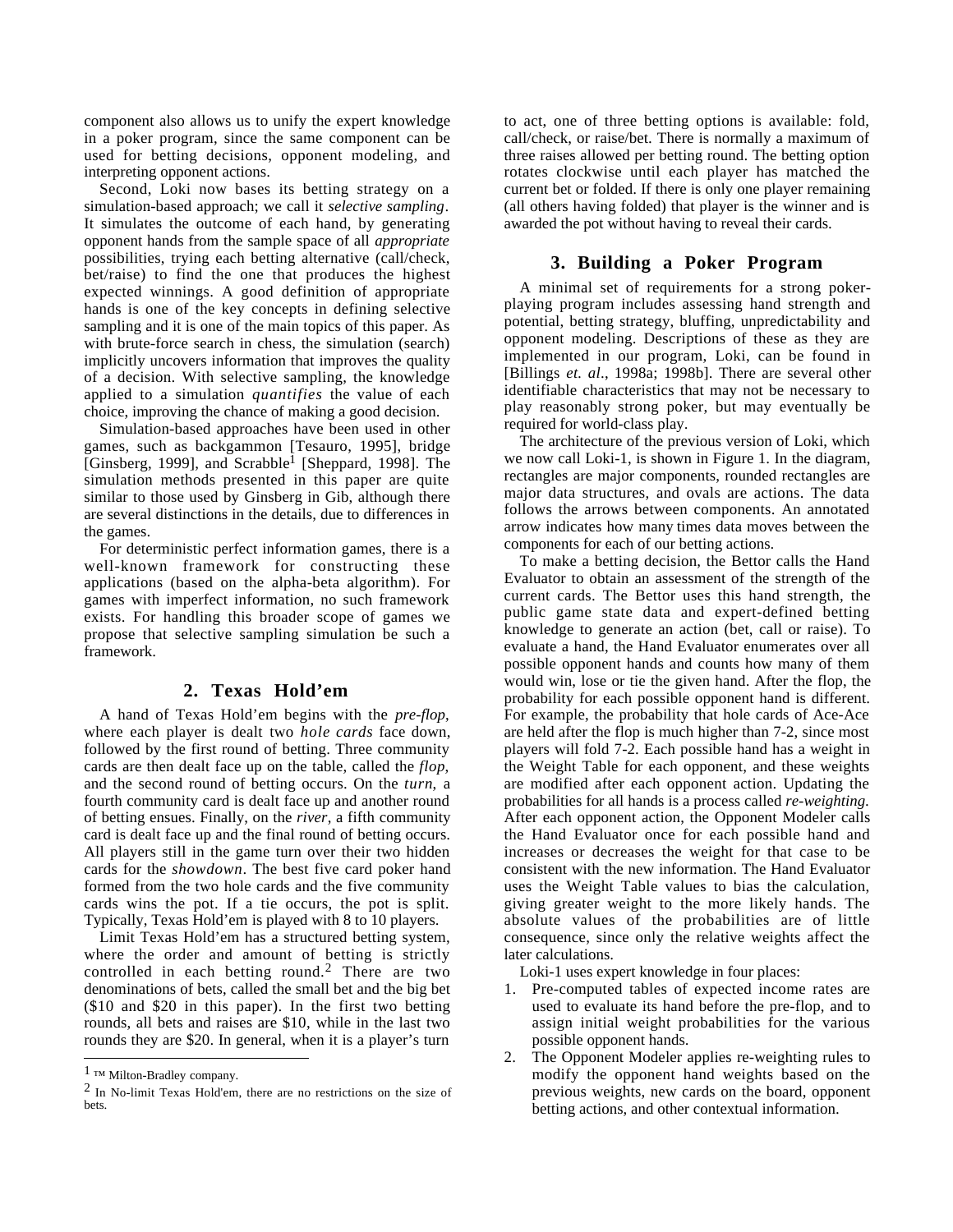component also allows us to unify the expert knowledge in a poker program, since the same component can be used for betting decisions, opponent modeling, and interpreting opponent actions.

Second, Loki now bases its betting strategy on a simulation-based approach; we call it *selective sampling*. It simulates the outcome of each hand, by generating opponent hands from the sample space of all *appropriate* possibilities, trying each betting alternative (call/check, bet/raise) to find the one that produces the highest expected winnings. A good definition of appropriate hands is one of the key concepts in defining selective sampling and it is one of the main topics of this paper. As with brute-force search in chess, the simulation (search) implicitly uncovers information that improves the quality of a decision. With selective sampling, the knowledge applied to a simulation *quantifies* the value of each choice, improving the chance of making a good decision.

Simulation-based approaches have been used in other games, such as backgammon [Tesauro, 1995], bridge [Ginsberg, 1999], and Scrabble[1] [Sheppard, 1998]. The simulation methods presented in this paper are quite similar to those used by Ginsberg in Gib, although there are several distinctions in the details, due to differences in the games.

For deterministic perfect information games, there is a well-known framework for constructing these applications (based on the alpha-beta algorithm). For games with imperfect information, no such framework exists. For handling this broader scope of games we propose that selective sampling simulation be such a framework.

## 2. Texas Hold'em

A hand of Texas Hold'em begins with the *pre-flop*, where each player is dealt two *hole cards* face down, followed by the first round of betting. Three community cards are then dealt face up on the table, called the *flop*, and the second round of betting occurs. On the *turn*, a fourth community card is dealt face up and another round of betting ensues. Finally, on the *river*, a fifth community card is dealt face up and the final round of betting occurs. All players still in the game turn over their two hidden cards for the *showdown*. The best five card poker hand formed from the two hole cards and the five community cards wins the pot. If a tie occurs, the pot is split. Typically, Texas Hold'em is played with 8 to 10 players.

Limit Texas Hold'em has a structured betting system, where the order and amount of betting is strictly controlled in each betting round.[2] There are two denominations of bets, called the small bet and the big bet ($10 and $20 in this paper). In the first two betting rounds, all bets and raises are $10, while in the last two rounds they are $20. In general, when it is a player's turn to act, one of three betting options is available: fold, call/check, or raise/bet. There is normally a maximum of three raises allowed per betting round. The betting option rotates clockwise until each player has matched the current bet or folded. If there is only one player remaining (all others having folded) that player is the winner and is awarded the pot without having to reveal their cards.

## 3. Building a Poker Program

A minimal set of requirements for a strong poker-playing program includes assessing hand strength and potential, betting strategy, bluffing, unpredictability and opponent modeling. Descriptions of these as they are implemented in our program, Loki, can be found in [Billings *et. al*., 1998a; 1998b]. There are several other identifiable characteristics that may not be necessary to play reasonably strong poker, but may eventually be required for world-class play.

The architecture of the previous version of Loki, which we now call Loki-1, is shown in Figure 1. In the diagram, rectangles are major components, rounded rectangles are major data structures, and ovals are actions. The data follows the arrows between components. An annotated arrow indicates how many times data moves between the components for each of our betting actions.

To make a betting decision, the Bettor calls the Hand Evaluator to obtain an assessment of the strength of the current cards. The Bettor uses this hand strength, the public game state data and expert-defined betting knowledge to generate an action (bet, call or raise). To evaluate a hand, the Hand Evaluator enumerates over all possible opponent hands and counts how many of them would win, lose or tie the given hand. After the flop, the probability for each possible opponent hand is different. For example, the probability that hole cards of Ace-Ace are held after the flop is much higher than 7-2, since most players will fold 7-2. Each possible hand has a weight in the Weight Table for each opponent, and these weights are modified after each opponent action. Updating the probabilities for all hands is a process called *re-weighting.* After each opponent action, the Opponent Modeler calls the Hand Evaluator once for each possible hand and increases or decreases the weight for that case to be consistent with the new information. The Hand Evaluator uses the Weight Table values to bias the calculation, giving greater weight to the more likely hands. The absolute values of the probabilities are of little consequence, since only the relative weights affect the later calculations.

Loki-1 uses expert knowledge in four places:

1. Pre-computed tables of expected income rates are used to evaluate its hand before the pre-flop, and to assign initial weight probabilities for the various possible opponent hands.
2. The Opponent Modeler applies re-weighting rules to modify the opponent hand weights based on the previous weights, new cards on the board, opponent betting actions, and other contextual information.

---

[1] ™ Milton-Bradley company.

[2] In No-limit Texas Hold'em, there are no restrictions on the size of bets.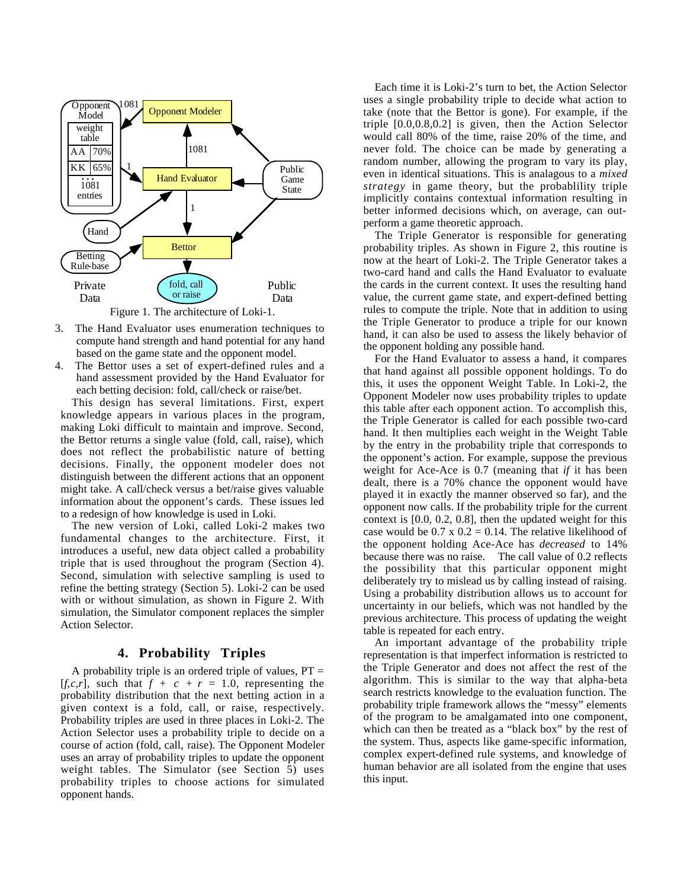Figure 1. The architecture of Loki-1.

3. The Hand Evaluator uses enumeration techniques to compute hand strength and hand potential for any hand based on the game state and the opponent model.
4. The Bettor uses a set of expert-defined rules and a hand assessment provided by the Hand Evaluator for each betting decision: fold, call/check or raise/bet.

This design has several limitations. First, expert knowledge appears in various places in the program, making Loki difficult to maintain and improve. Second, the Bettor returns a single value (fold, call, raise), which does not reflect the probabilistic nature of betting decisions. Finally, the opponent modeler does not distinguish between the different actions that an opponent might take. A call/check versus a bet/raise gives valuable information about the opponent's cards. These issues led to a redesign of how knowledge is used in Loki.

The new version of Loki, called Loki-2 makes two fundamental changes to the architecture. First, it introduces a useful, new data object called a probability triple that is used throughout the program (Section 4). Second, simulation with selective sampling is used to refine the betting strategy (Section 5). Loki-2 can be used with or without simulation, as shown in Figure 2. With simulation, the Simulator component replaces the simpler Action Selector.

## 4. Probability Triples

A probability triple is an ordered triple of values, PT = [$f$,$c$,$r$], such that $f + c + r = 1.0$, representing the probability distribution that the next betting action in a given context is a fold, call, or raise, respectively. Probability triples are used in three places in Loki-2. The Action Selector uses a probability triple to decide on a course of action (fold, call, raise). The Opponent Modeler uses an array of probability triples to update the opponent weight tables. The Simulator (see Section 5) uses probability triples to choose actions for simulated opponent hands.

Each time it is Loki-2's turn to bet, the Action Selector uses a single probability triple to decide what action to take (note that the Bettor is gone). For example, if the triple [0.0,0.8,0.2] is given, then the Action Selector would call 80% of the time, raise 20% of the time, and never fold. The choice can be made by generating a random number, allowing the program to vary its play, even in identical situations. This is analagous to a *mixed strategy* in game theory, but the probablility triple implicitly contains contextual information resulting in better informed decisions which, on average, can outperform a game theoretic approach.

The Triple Generator is responsible for generating probability triples. As shown in Figure 2, this routine is now at the heart of Loki-2. The Triple Generator takes a two-card hand and calls the Hand Evaluator to evaluate the cards in the current context. It uses the resulting hand value, the current game state, and expert-defined betting rules to compute the triple. Note that in addition to using the Triple Generator to produce a triple for our known hand, it can also be used to assess the likely behavior of the opponent holding any possible hand.

For the Hand Evaluator to assess a hand, it compares that hand against all possible opponent holdings. To do this, it uses the opponent Weight Table. In Loki-2, the Opponent Modeler now uses probability triples to update this table after each opponent action. To accomplish this, the Triple Generator is called for each possible two-card hand. It then multiplies each weight in the Weight Table by the entry in the probability triple that corresponds to the opponent's action. For example, suppose the previous weight for Ace-Ace is 0.7 (meaning that *if* it has been dealt, there is a 70% chance the opponent would have played it in exactly the manner observed so far), and the opponent now calls. If the probability triple for the current context is [0.0, 0.2, 0.8], then the updated weight for this case would be $0.7 \times 0.2 = 0.14$. The relative likelihood of the opponent holding Ace-Ace has *decreased* to 14% because there was no raise. The call value of 0.2 reflects the possibility that this particular opponent might deliberately try to mislead us by calling instead of raising. Using a probability distribution allows us to account for uncertainty in our beliefs, which was not handled by the previous architecture. This process of updating the weight table is repeated for each entry.

An important advantage of the probability triple representation is that imperfect information is restricted to the Triple Generator and does not affect the rest of the algorithm. This is similar to the way that alpha-beta search restricts knowledge to the evaluation function. The probability triple framework allows the "messy" elements of the program to be amalgamated into one component, which can then be treated as a "black box" by the rest of the system. Thus, aspects like game-specific information, complex expert-defined rule systems, and knowledge of human behavior are all isolated from the engine that uses this input.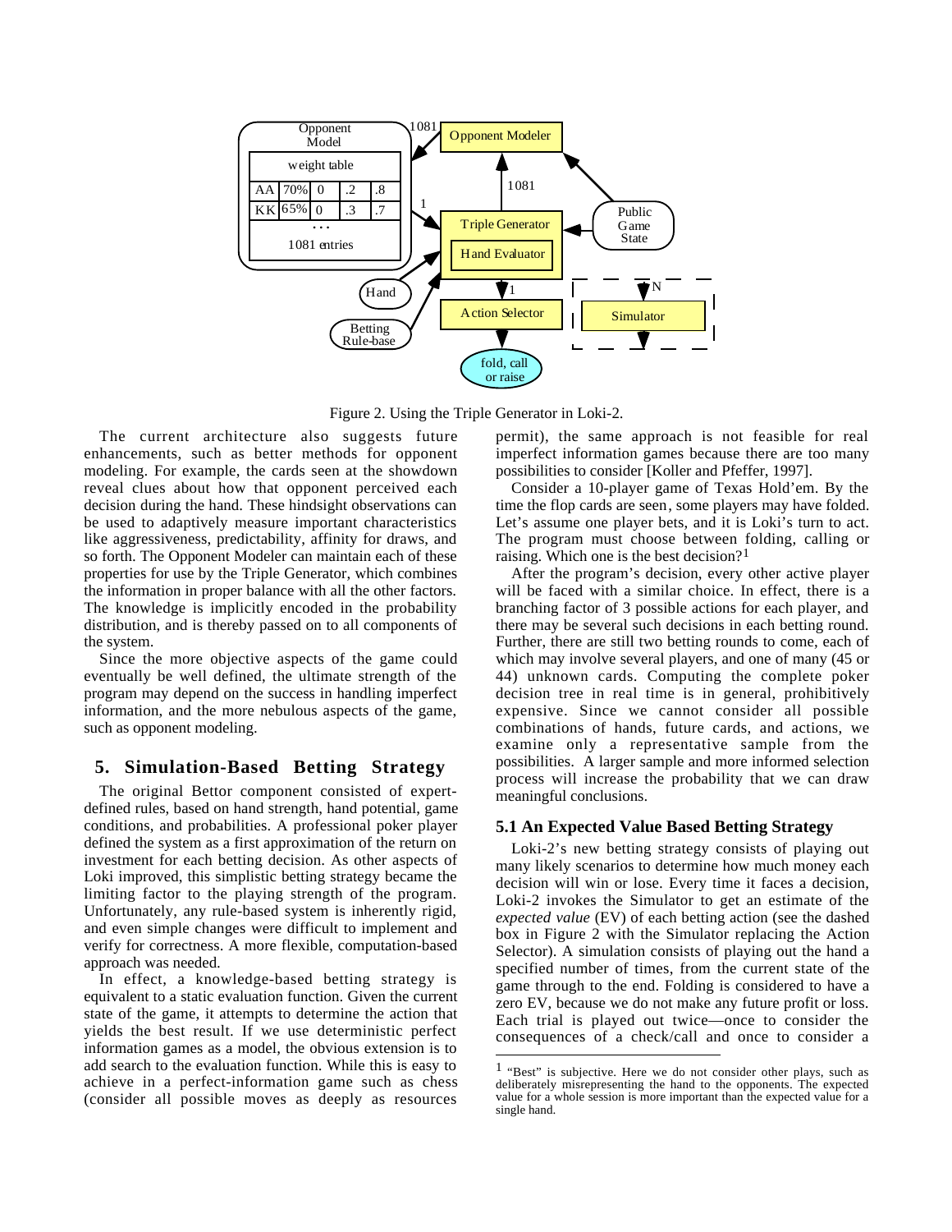Figure 2. Using the Triple Generator in Loki-2.

The current architecture also suggests future enhancements, such as better methods for opponent modeling. For example, the cards seen at the showdown reveal clues about how that opponent perceived each decision during the hand. These hindsight observations can be used to adaptively measure important characteristics like aggressiveness, predictability, affinity for draws, and so forth. The Opponent Modeler can maintain each of these properties for use by the Triple Generator, which combines the information in proper balance with all the other factors. The knowledge is implicitly encoded in the probability distribution, and is thereby passed on to all components of the system.

Since the more objective aspects of the game could eventually be well defined, the ultimate strength of the program may depend on the success in handling imperfect information, and the more nebulous aspects of the game, such as opponent modeling.

## 5. Simulation-Based Betting Strategy

The original Bettor component consisted of expert-defined rules, based on hand strength, hand potential, game conditions, and probabilities. A professional poker player defined the system as a first approximation of the return on investment for each betting decision. As other aspects of Loki improved, this simplistic betting strategy became the limiting factor to the playing strength of the program. Unfortunately, any rule-based system is inherently rigid, and even simple changes were difficult to implement and verify for correctness. A more flexible, computation-based approach was needed.

In effect, a knowledge-based betting strategy is equivalent to a static evaluation function. Given the current state of the game, it attempts to determine the action that yields the best result. If we use deterministic perfect information games as a model, the obvious extension is to add search to the evaluation function. While this is easy to achieve in a perfect-information game such as chess (consider all possible moves as deeply as resources permit), the same approach is not feasible for real imperfect information games because there are too many possibilities to consider [Koller and Pfeffer, 1997].

Consider a 10-player game of Texas Hold'em. By the time the flop cards are seen, some players may have folded. Let's assume one player bets, and it is Loki's turn to act. The program must choose between folding, calling or raising. Which one is the best decision?[1]

After the program's decision, every other active player will be faced with a similar choice. In effect, there is a branching factor of 3 possible actions for each player, and there may be several such decisions in each betting round. Further, there are still two betting rounds to come, each of which may involve several players, and one of many (45 or 44) unknown cards. Computing the complete poker decision tree in real time is in general, prohibitively expensive. Since we cannot consider all possible combinations of hands, future cards, and actions, we examine only a representative sample from the possibilities. A larger sample and more informed selection process will increase the probability that we can draw meaningful conclusions.

### 5.1 An Expected Value Based Betting Strategy

Loki-2's new betting strategy consists of playing out many likely scenarios to determine how much money each decision will win or lose. Every time it faces a decision, Loki-2 invokes the Simulator to get an estimate of the *expected value* (EV) of each betting action (see the dashed box in Figure 2 with the Simulator replacing the Action Selector). A simulation consists of playing out the hand a specified number of times, from the current state of the game through to the end. Folding is considered to have a zero EV, because we do not make any future profit or loss. Each trial is played out twice—once to consider the consequences of a check/call and once to consider a

[1] "Best" is subjective. Here we do not consider other plays, such as deliberately misrepresenting the hand to the opponents. The expected value for a whole session is more important than the expected value for a single hand.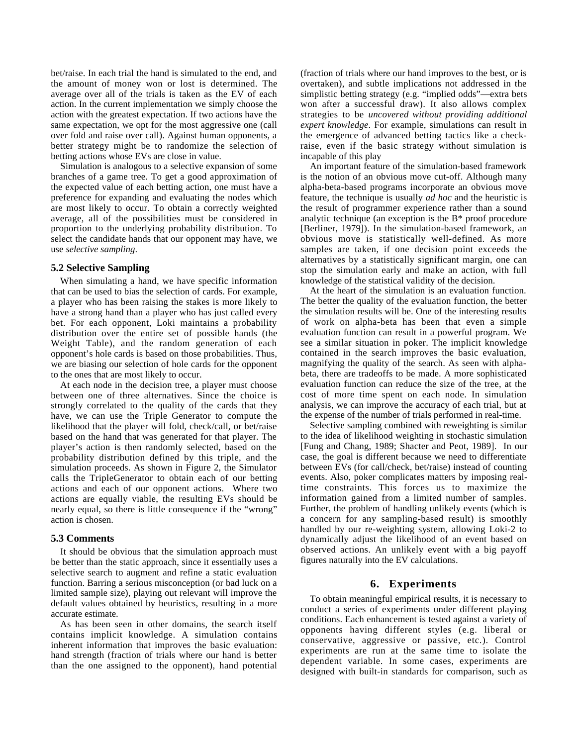bet/raise. In each trial the hand is simulated to the end, and the amount of money won or lost is determined. The average over all of the trials is taken as the EV of each action. In the current implementation we simply choose the action with the greatest expectation. If two actions have the same expectation, we opt for the most aggressive one (call over fold and raise over call). Against human opponents, a better strategy might be to randomize the selection of betting actions whose EVs are close in value.

Simulation is analogous to a selective expansion of some branches of a game tree. To get a good approximation of the expected value of each betting action, one must have a preference for expanding and evaluating the nodes which are most likely to occur. To obtain a correctly weighted average, all of the possibilities must be considered in proportion to the underlying probability distribution. To select the candidate hands that our opponent may have, we use *selective sampling*.

### 5.2 Selective Sampling

When simulating a hand, we have specific information that can be used to bias the selection of cards. For example, a player who has been raising the stakes is more likely to have a strong hand than a player who has just called every bet. For each opponent, Loki maintains a probability distribution over the entire set of possible hands (the Weight Table), and the random generation of each opponent's hole cards is based on those probabilities. Thus, we are biasing our selection of hole cards for the opponent to the ones that are most likely to occur.

At each node in the decision tree, a player must choose between one of three alternatives. Since the choice is strongly correlated to the quality of the cards that they have, we can use the Triple Generator to compute the likelihood that the player will fold, check/call, or bet/raise based on the hand that was generated for that player. The player's action is then randomly selected, based on the probability distribution defined by this triple, and the simulation proceeds. As shown in Figure 2, the Simulator calls the TripleGenerator to obtain each of our betting actions and each of our opponent actions. Where two actions are equally viable, the resulting EVs should be nearly equal, so there is little consequence if the "wrong" action is chosen.

### 5.3 Comments

It should be obvious that the simulation approach must be better than the static approach, since it essentially uses a selective search to augment and refine a static evaluation function. Barring a serious misconception (or bad luck on a limited sample size), playing out relevant will improve the default values obtained by heuristics, resulting in a more accurate estimate.

As has been seen in other domains, the search itself contains implicit knowledge. A simulation contains inherent information that improves the basic evaluation: hand strength (fraction of trials where our hand is better than the one assigned to the opponent), hand potential (fraction of trials where our hand improves to the best, or is overtaken), and subtle implications not addressed in the simplistic betting strategy (e.g. "implied odds"—extra bets won after a successful draw). It also allows complex strategies to be *uncovered without providing additional expert knowledge*. For example, simulations can result in the emergence of advanced betting tactics like a check-raise, even if the basic strategy without simulation is incapable of this play

An important feature of the simulation-based framework is the notion of an obvious move cut-off. Although many alpha-beta-based programs incorporate an obvious move feature, the technique is usually *ad hoc* and the heuristic is the result of programmer experience rather than a sound analytic technique (an exception is the B* proof procedure [Berliner, 1979]). In the simulation-based framework, an obvious move is statistically well-defined. As more samples are taken, if one decision point exceeds the alternatives by a statistically significant margin, one can stop the simulation early and make an action, with full knowledge of the statistical validity of the decision.

At the heart of the simulation is an evaluation function. The better the quality of the evaluation function, the better the simulation results will be. One of the interesting results of work on alpha-beta has been that even a simple evaluation function can result in a powerful program. We see a similar situation in poker. The implicit knowledge contained in the search improves the basic evaluation, magnifying the quality of the search. As seen with alpha-beta, there are tradeoffs to be made. A more sophisticated evaluation function can reduce the size of the tree, at the cost of more time spent on each node. In simulation analysis, we can improve the accuracy of each trial, but at the expense of the number of trials performed in real-time.

Selective sampling combined with reweighting is similar to the idea of likelihood weighting in stochastic simulation [Fung and Chang, 1989; Shacter and Peot, 1989]. In our case, the goal is different because we need to differentiate between EVs (for call/check, bet/raise) instead of counting events. Also, poker complicates matters by imposing real-time constraints. This forces us to maximize the information gained from a limited number of samples. Further, the problem of handling unlikely events (which is a concern for any sampling-based result) is smoothly handled by our re-weighting system, allowing Loki-2 to dynamically adjust the likelihood of an event based on observed actions. An unlikely event with a big payoff figures naturally into the EV calculations.

## 6. Experiments

To obtain meaningful empirical results, it is necessary to conduct a series of experiments under different playing conditions. Each enhancement is tested against a variety of opponents having different styles (e.g. liberal or conservative, aggressive or passive, etc.). Control experiments are run at the same time to isolate the dependent variable. In some cases, experiments are designed with built-in standards for comparison, such as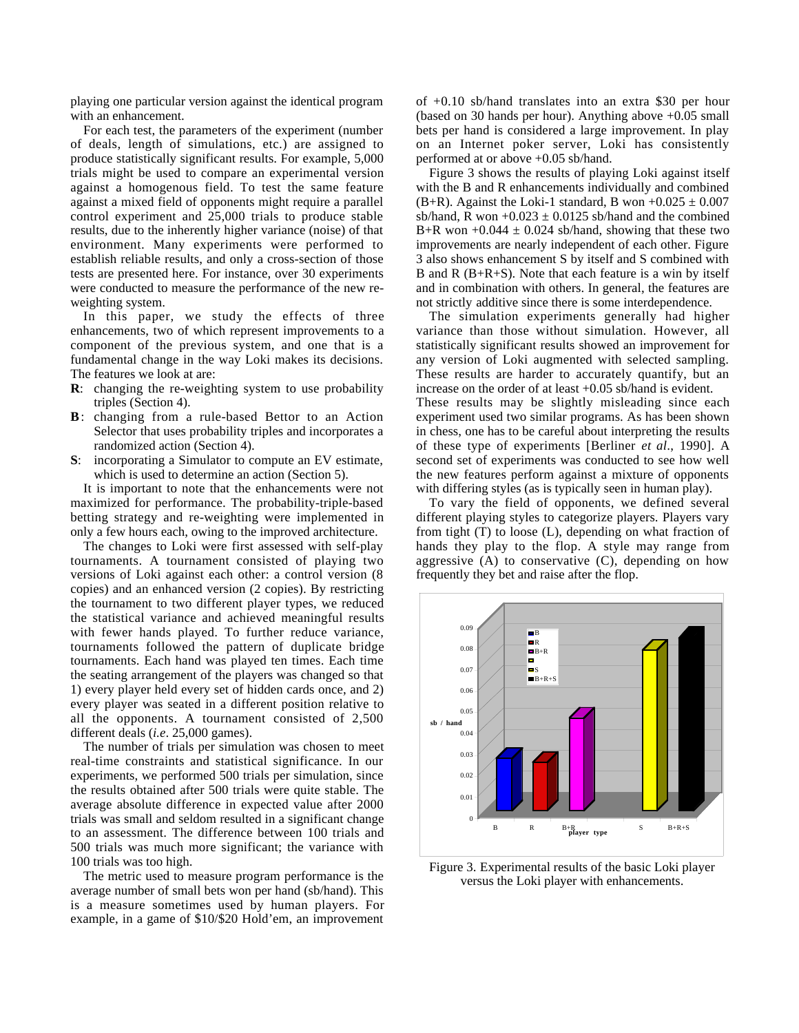playing one particular version against the identical program with an enhancement.

For each test, the parameters of the experiment (number of deals, length of simulations, etc.) are assigned to produce statistically significant results. For example, 5,000 trials might be used to compare an experimental version against a homogenous field. To test the same feature against a mixed field of opponents might require a parallel control experiment and 25,000 trials to produce stable results, due to the inherently higher variance (noise) of that environment. Many experiments were performed to establish reliable results, and only a cross-section of those tests are presented here. For instance, over 30 experiments were conducted to measure the performance of the new re-weighting system.

In this paper, we study the effects of three enhancements, two of which represent improvements to a component of the previous system, and one that is a fundamental change in the way Loki makes its decisions. The features we look at are:

- **R**: changing the re-weighting system to use probability triples (Section 4).
- **B**: changing from a rule-based Bettor to an Action Selector that uses probability triples and incorporates a randomized action (Section 4).
- **S**: incorporating a Simulator to compute an EV estimate, which is used to determine an action (Section 5).

It is important to note that the enhancements were not maximized for performance. The probability-triple-based betting strategy and re-weighting were implemented in only a few hours each, owing to the improved architecture.

The changes to Loki were first assessed with self-play tournaments. A tournament consisted of playing two versions of Loki against each other: a control version (8 copies) and an enhanced version (2 copies). By restricting the tournament to two different player types, we reduced the statistical variance and achieved meaningful results with fewer hands played. To further reduce variance, tournaments followed the pattern of duplicate bridge tournaments. Each hand was played ten times. Each time the seating arrangement of the players was changed so that 1) every player held every set of hidden cards once, and 2) every player was seated in a different position relative to all the opponents. A tournament consisted of 2,500 different deals (*i.e*. 25,000 games).

The number of trials per simulation was chosen to meet real-time constraints and statistical significance. In our experiments, we performed 500 trials per simulation, since the results obtained after 500 trials were quite stable. The average absolute difference in expected value after 2000 trials was small and seldom resulted in a significant change to an assessment. The difference between 100 trials and 500 trials was much more significant; the variance with 100 trials was too high.

The metric used to measure program performance is the average number of small bets won per hand (sb/hand). This is a measure sometimes used by human players. For example, in a game of \$10/\$20 Hold'em, an improvement of +0.10 sb/hand translates into an extra \$30 per hour (based on 30 hands per hour). Anything above +0.05 small bets per hand is considered a large improvement. In play on an Internet poker server, Loki has consistently performed at or above +0.05 sb/hand.

Figure 3 shows the results of playing Loki against itself with the B and R enhancements individually and combined (B+R). Against the Loki-1 standard, B won $+0.025 \pm 0.007$ sb/hand, R won $+0.023 \pm 0.0125$ sb/hand and the combined B+R won $+0.044 \pm 0.024$ sb/hand, showing that these two improvements are nearly independent of each other. Figure 3 also shows enhancement S by itself and S combined with B and R (B+R+S). Note that each feature is a win by itself and in combination with others. In general, the features are not strictly additive since there is some interdependence.

The simulation experiments generally had higher variance than those without simulation. However, all statistically significant results showed an improvement for any version of Loki augmented with selected sampling. These results are harder to accurately quantify, but an increase on the order of at least +0.05 sb/hand is evident. These results may be slightly misleading since each experiment used two similar programs. As has been shown in chess, one has to be careful about interpreting the results of these type of experiments [Berliner *et al*., 1990]. A second set of experiments was conducted to see how well the new features perform against a mixture of opponents with differing styles (as is typically seen in human play).

To vary the field of opponents, we defined several different playing styles to categorize players. Players vary from tight (T) to loose (L), depending on what fraction of hands they play to the flop. A style may range from aggressive (A) to conservative (C), depending on how frequently they bet and raise after the flop.

Figure 3. Experimental results of the basic Loki player versus the Loki player with enhancements.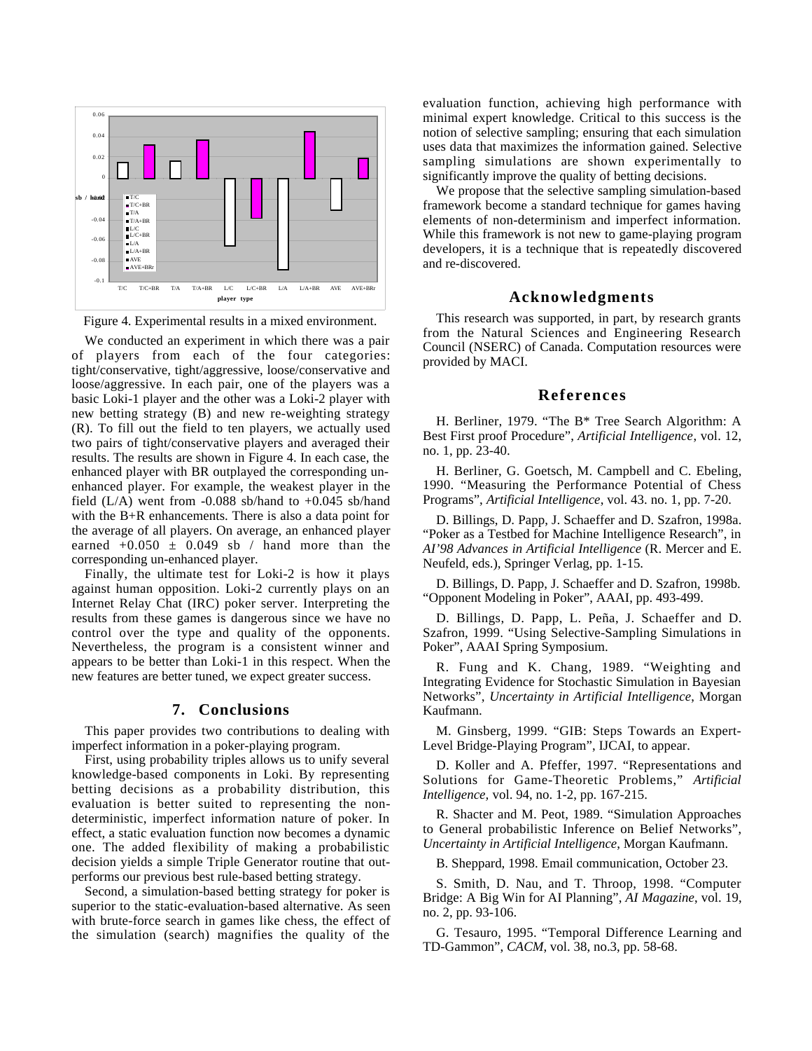0.06

0.04

0.02

0

sb / hand

-0.04

-0.06

-0.08

-0.1

T/C
T/C+BR
T/A
T/A+BR
L/C
L/C+BR
L/A
L/A+BR
AVE
AVE+BRr

T/C T/C+BR T/A T/A+BR L/C L/C+BR L/A L/A+BR AVE AVE+BRr

player type

Figure 4. Experimental results in a mixed environment.

We conducted an experiment in which there was a pair of players from each of the four categories: tight/conservative, tight/aggressive, loose/conservative and loose/aggressive. In each pair, one of the players was a basic Loki-1 player and the other was a Loki-2 player with new betting strategy (B) and new re-weighting strategy (R). To fill out the field to ten players, we actually used two pairs of tight/conservative players and averaged their results. The results are shown in Figure 4. In each case, the enhanced player with BR outplayed the corresponding un-enhanced player. For example, the weakest player in the field (L/A) went from -0.088 sb/hand to +0.045 sb/hand with the B+R enhancements. There is also a data point for the average of all players. On average, an enhanced player earned $+0.050 \pm 0.049$ sb / hand more than the corresponding un-enhanced player.

Finally, the ultimate test for Loki-2 is how it plays against human opposition. Loki-2 currently plays on an Internet Relay Chat (IRC) poker server. Interpreting the results from these games is dangerous since we have no control over the type and quality of the opponents. Nevertheless, the program is a consistent winner and appears to be better than Loki-1 in this respect. When the new features are better tuned, we expect greater success.

## 7. Conclusions

This paper provides two contributions to dealing with imperfect information in a poker-playing program.

First, using probability triples allows us to unify several knowledge-based components in Loki. By representing betting decisions as a probability distribution, this evaluation is better suited to representing the non-deterministic, imperfect information nature of poker. In effect, a static evaluation function now becomes a dynamic one. The added flexibility of making a probabilistic decision yields a simple Triple Generator routine that out-performs our previous best rule-based betting strategy.

Second, a simulation-based betting strategy for poker is superior to the static-evaluation-based alternative. As seen with brute-force search in games like chess, the effect of the simulation (search) magnifies the quality of the evaluation function, achieving high performance with minimal expert knowledge. Critical to this success is the notion of selective sampling; ensuring that each simulation uses data that maximizes the information gained. Selective sampling simulations are shown experimentally to significantly improve the quality of betting decisions.

We propose that the selective sampling simulation-based framework become a standard technique for games having elements of non-determinism and imperfect information. While this framework is not new to game-playing program developers, it is a technique that is repeatedly discovered and re-discovered.

## Acknowledgments

This research was supported, in part, by research grants from the Natural Sciences and Engineering Research Council (NSERC) of Canada. Computation resources were provided by MACI.

## References

H. Berliner, 1979. "The B* Tree Search Algorithm: A Best First proof Procedure", *Artificial Intelligence*, vol. 12, no. 1, pp. 23-40.

H. Berliner, G. Goetsch, M. Campbell and C. Ebeling, 1990. "Measuring the Performance Potential of Chess Programs", *Artificial Intelligence*, vol. 43. no. 1, pp. 7-20.

D. Billings, D. Papp, J. Schaeffer and D. Szafron, 1998a. "Poker as a Testbed for Machine Intelligence Research", in *AI'98 Advances in Artificial Intelligence* (R. Mercer and E. Neufeld, eds.), Springer Verlag, pp. 1-15.

D. Billings, D. Papp, J. Schaeffer and D. Szafron, 1998b. "Opponent Modeling in Poker", AAAI, pp. 493-499.

D. Billings, D. Papp, L. Peña, J. Schaeffer and D. Szafron, 1999. "Using Selective-Sampling Simulations in Poker", AAAI Spring Symposium.

R. Fung and K. Chang, 1989. "Weighting and Integrating Evidence for Stochastic Simulation in Bayesian Networks", *Uncertainty in Artificial Intelligence*, Morgan Kaufmann.

M. Ginsberg, 1999. "GIB: Steps Towards an Expert-Level Bridge-Playing Program", IJCAI, to appear.

D. Koller and A. Pfeffer, 1997. "Representations and Solutions for Game-Theoretic Problems," *Artificial Intelligence*, vol. 94, no. 1-2, pp. 167-215.

R. Shacter and M. Peot, 1989. "Simulation Approaches to General probabilistic Inference on Belief Networks", *Uncertainty in Artificial Intelligence*, Morgan Kaufmann.

B. Sheppard, 1998. Email communication, October 23.

S. Smith, D. Nau, and T. Throop, 1998. "Computer Bridge: A Big Win for AI Planning", *AI Magazine*, vol. 19, no. 2, pp. 93-106.

G. Tesauro, 1995. "Temporal Difference Learning and TD-Gammon", *CACM*, vol. 38, no.3, pp. 58-68.